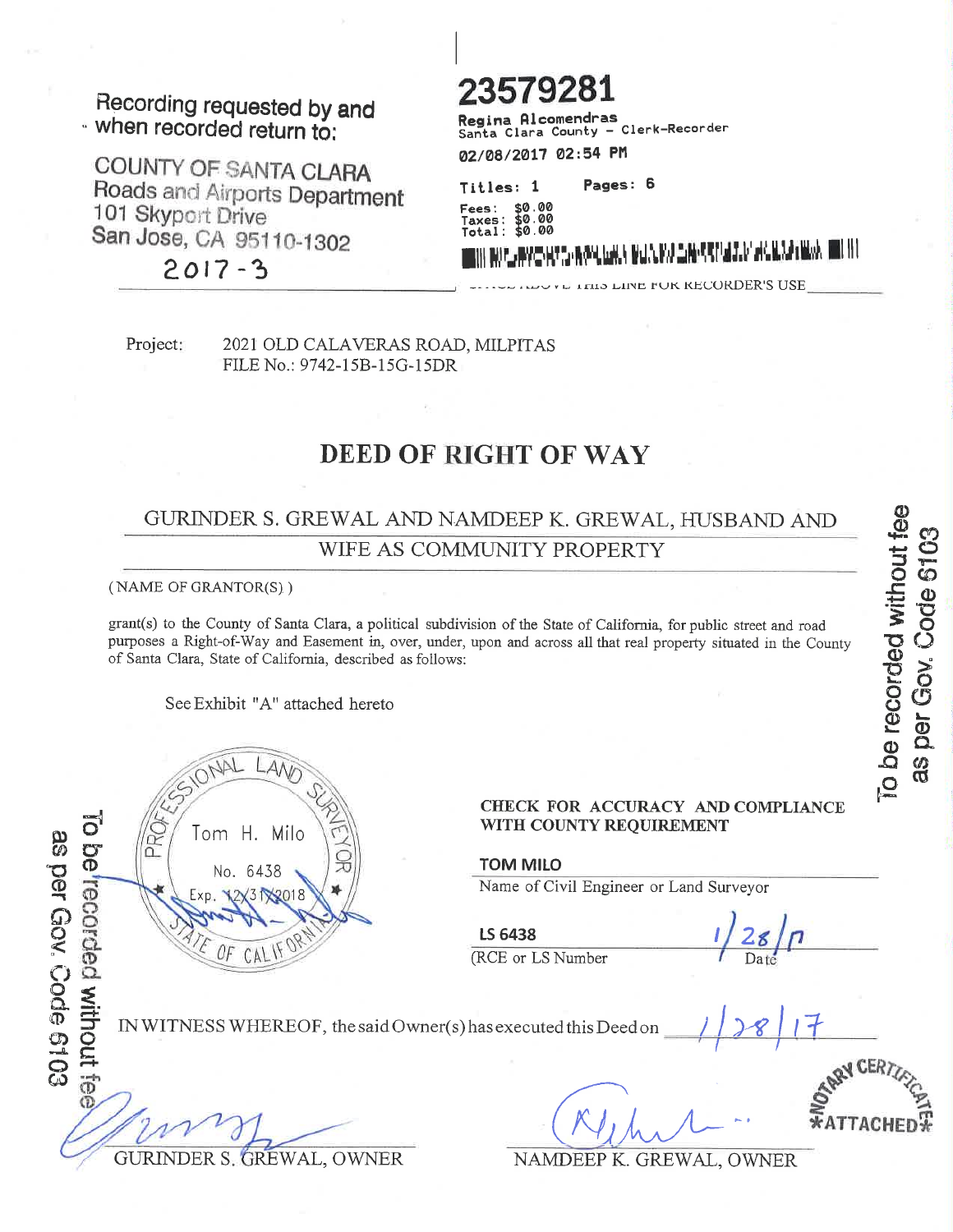Recording requested by and when recorded return to:

COUNTY OF SANTA CLARA
Roads and Airports Department
101 Skyport Drive
San Jose, CA 95110-1302

2017-3

**23579281**

Regina Alcomendras
Santa Clara County - Clerk-Recorder
02/08/2017 02:54 PM

Titles: 1 Pages: 6
Fees: $0.00
Taxes: $0.00
Total: $0.00

SPACE ABOVE THIS LINE FOR RECORDER'S USE

Project: 2021 OLD CALAVERAS ROAD, MILPITAS
FILE No.: 9742-15B-15G-15DR

# DEED OF RIGHT OF WAY

GURINDER S. GREWAL AND NAMDEEP K. GREWAL, HUSBAND AND WIFE AS COMMUNITY PROPERTY

(NAME OF GRANTOR(S))

grant(s) to the County of Santa Clara, a political subdivision of the State of California, for public street and road purposes a Right-of-Way and Easement in, over, under, upon and across all that real property situated in the County of Santa Clara, State of California, described as follows:

See Exhibit "A" attached hereto

PROFESSIONAL LAND SURVEYOR
Tom H. Milo
No. 6438
Exp. 12/31/2018
STATE OF CALIFORNIA

**CHECK FOR ACCURACY AND COMPLIANCE WITH COUNTY REQUIREMENT**

TOM MILO
Name of Civil Engineer or Land Surveyor

LS 6438 — 1/28/17
(RCE or LS Number — Date

IN WITNESS WHEREOF, the said Owner(s) has executed this Deed on 1/28/17

GURINDER S. GREWAL, OWNER

NAMDEEP K. GREWAL, OWNER

*NOTARY CERTIFICATE ATTACHED*

To be recorded without fee as per Gov. Code 6103

To be recorded without fee as per Gov. Code 6103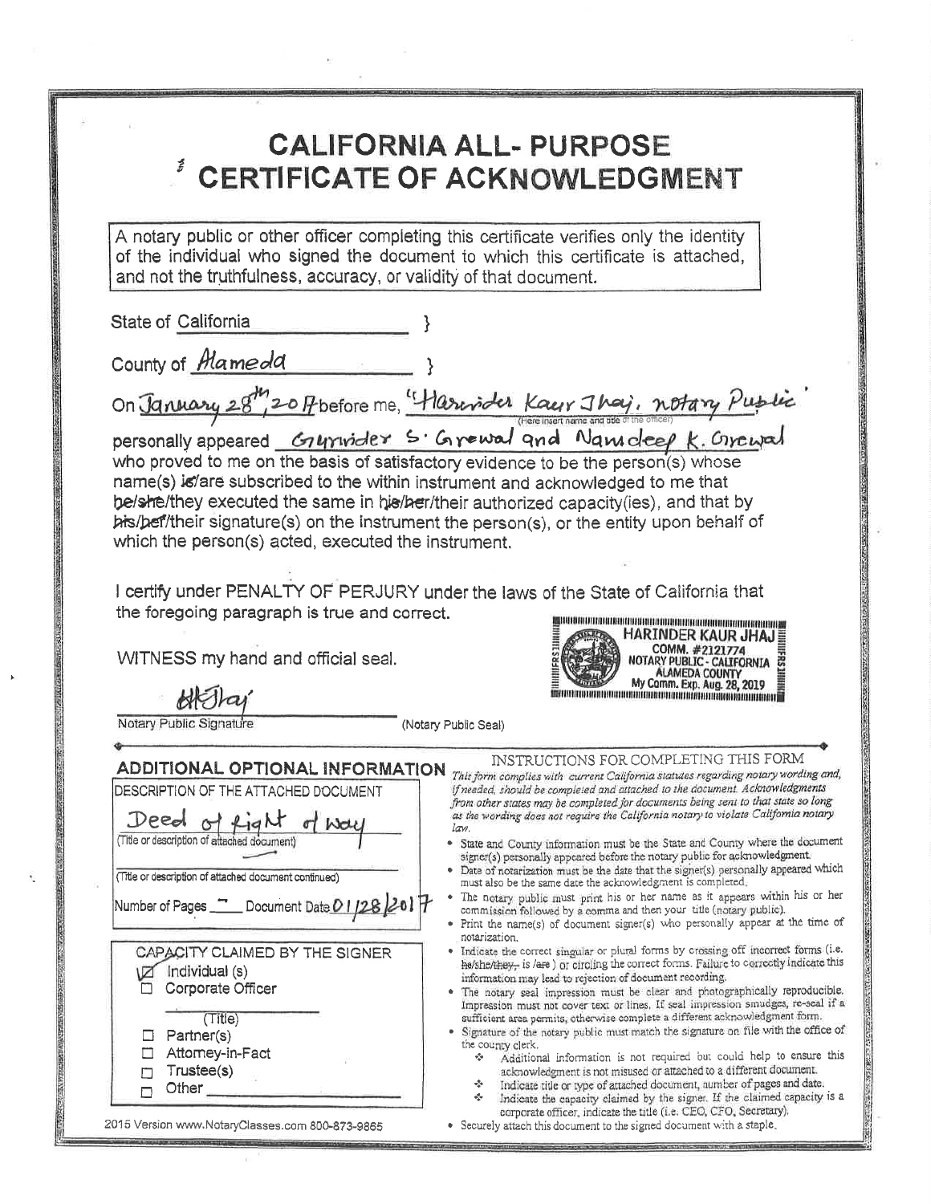# CALIFORNIA ALL- PURPOSE CERTIFICATE OF ACKNOWLEDGMENT

A notary public or other officer completing this certificate verifies only the identity of the individual who signed the document to which this certificate is attached, and not the truthfulness, accuracy, or validity of that document.

State of California }

County of Alameda }

On January 28th, 2017 before me, "Harinder Kaur Jhaj, notary Public" (Here insert name and title of the officer)

personally appeared Gurvinder S. Grewal and Navdeep K. Grewal

who proved to me on the basis of satisfactory evidence to be the person(s) whose name(s) ~~is~~/are subscribed to the within instrument and acknowledged to me that ~~he/she~~/they executed the same in ~~his/her~~/their authorized capacity(ies), and that by ~~his/her~~/their signature(s) on the instrument the person(s), or the entity upon behalf of which the person(s) acted, executed the instrument.

I certify under PENALTY OF PERJURY under the laws of the State of California that the foregoing paragraph is true and correct.

WITNESS my hand and official seal.

HARINDER KAUR JHAJ
COMM. #2121774
NOTARY PUBLIC - CALIFORNIA
ALAMEDA COUNTY
My Comm. Exp. Aug. 28, 2019

HJhaj

Notary Public Signature (Notary Public Seal)

## ADDITIONAL OPTIONAL INFORMATION

DESCRIPTION OF THE ATTACHED DOCUMENT

Deed of Right of Way
(Title or description of attached document)

(Title or description of attached document continued)

Number of Pages __ Document Date 01/28/2017

CAPACITY CLAIMED BY THE SIGNER

- ☑ Individual (s)
- ☐ Corporate Officer

(Title)

- ☐ Partner(s)
- ☐ Attorney-in-Fact
- ☐ Trustee(s)
- ☐ Other ______

2015 Version www.NotaryClasses.com 800-873-9865

### INSTRUCTIONS FOR COMPLETING THIS FORM

*This form complies with current California statutes regarding notary wording and, if needed, should be completed and attached to the document. Acknowledgments from other states may be completed for documents being sent to that state so long as the wording does not require the California notary to violate California notary law.*

- State and County information must be the State and County where the document signer(s) personally appeared before the notary public for acknowledgment.
- Date of notarization must be the date that the signer(s) personally appeared which must also be the same date the acknowledgment is completed.
- The notary public must print his or her name as it appears within his or her commission followed by a comma and then your title (notary public).
- Print the name(s) of document signer(s) who personally appear at the time of notarization.
- Indicate the correct singular or plural forms by crossing off incorrect forms (i.e. ~~he/she/they~~, is /~~are~~ ) or circling the correct forms. Failure to correctly indicate this information may lead to rejection of document recording.
- The notary seal impression must be clear and photographically reproducible. Impression must not cover text or lines. If seal impression smudges, re-seal if a sufficient area permits, otherwise complete a different acknowledgment form.
- Signature of the notary public must match the signature on file with the office of the county clerk.
  - ❖ Additional information is not required but could help to ensure this acknowledgment is not misused or attached to a different document.
  - ❖ Indicate title or type of attached document, number of pages and date.
  - ❖ Indicate the capacity claimed by the signer. If the claimed capacity is a corporate officer, indicate the title (i.e. CEO, CFO, Secretary).
- Securely attach this document to the signed document with a staple.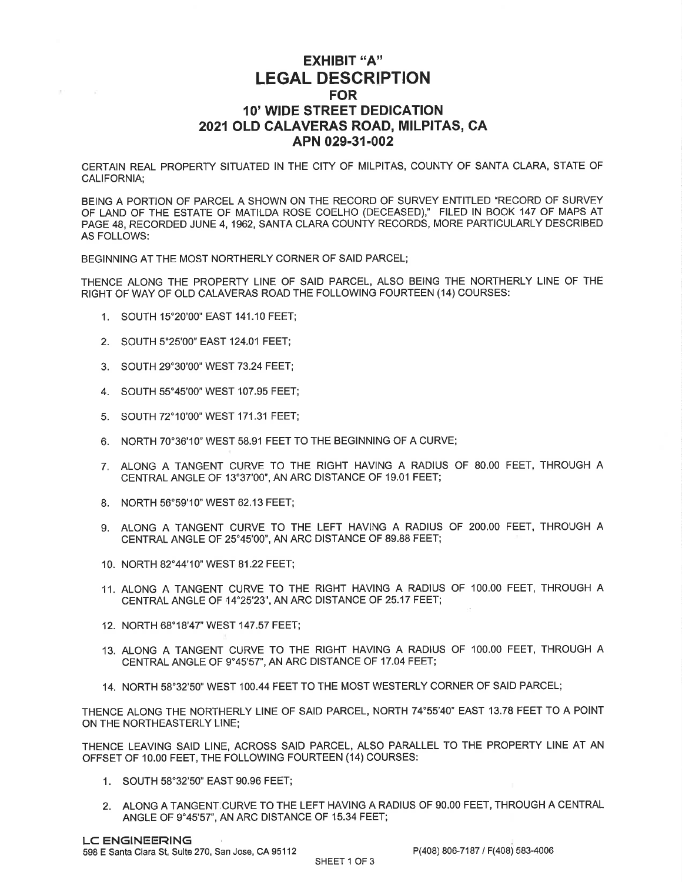# EXHIBIT "A"
# LEGAL DESCRIPTION
## FOR
## 10' WIDE STREET DEDICATION
## 2021 OLD CALAVERAS ROAD, MILPITAS, CA
## APN 029-31-002

CERTAIN REAL PROPERTY SITUATED IN THE CITY OF MILPITAS, COUNTY OF SANTA CLARA, STATE OF CALIFORNIA;

BEING A PORTION OF PARCEL A SHOWN ON THE RECORD OF SURVEY ENTITLED "RECORD OF SURVEY OF LAND OF THE ESTATE OF MATILDA ROSE COELHO (DECEASED)," FILED IN BOOK 147 OF MAPS AT PAGE 48, RECORDED JUNE 4, 1962, SANTA CLARA COUNTY RECORDS, MORE PARTICULARLY DESCRIBED AS FOLLOWS:

BEGINNING AT THE MOST NORTHERLY CORNER OF SAID PARCEL;

THENCE ALONG THE PROPERTY LINE OF SAID PARCEL, ALSO BEING THE NORTHERLY LINE OF THE RIGHT OF WAY OF OLD CALAVERAS ROAD THE FOLLOWING FOURTEEN (14) COURSES:

1. SOUTH 15°20'00" EAST 141.10 FEET;
2. SOUTH 5°25'00" EAST 124.01 FEET;
3. SOUTH 29°30'00" WEST 73.24 FEET;
4. SOUTH 55°45'00" WEST 107.95 FEET;
5. SOUTH 72°10'00" WEST 171.31 FEET;
6. NORTH 70°36'10" WEST 58.91 FEET TO THE BEGINNING OF A CURVE;
7. ALONG A TANGENT CURVE TO THE RIGHT HAVING A RADIUS OF 80.00 FEET, THROUGH A CENTRAL ANGLE OF 13°37'00", AN ARC DISTANCE OF 19.01 FEET;
8. NORTH 56°59'10" WEST 62.13 FEET;
9. ALONG A TANGENT CURVE TO THE LEFT HAVING A RADIUS OF 200.00 FEET, THROUGH A CENTRAL ANGLE OF 25°45'00", AN ARC DISTANCE OF 89.88 FEET;
10. NORTH 82°44'10" WEST 81.22 FEET;
11. ALONG A TANGENT CURVE TO THE RIGHT HAVING A RADIUS OF 100.00 FEET, THROUGH A CENTRAL ANGLE OF 14°25'23", AN ARC DISTANCE OF 25.17 FEET;
12. NORTH 68°18'47" WEST 147.57 FEET;
13. ALONG A TANGENT CURVE TO THE RIGHT HAVING A RADIUS OF 100.00 FEET, THROUGH A CENTRAL ANGLE OF 9°45'57", AN ARC DISTANCE OF 17.04 FEET;
14. NORTH 58°32'50" WEST 100.44 FEET TO THE MOST WESTERLY CORNER OF SAID PARCEL;

THENCE ALONG THE NORTHERLY LINE OF SAID PARCEL, NORTH 74°55'40" EAST 13.78 FEET TO A POINT ON THE NORTHEASTERLY LINE;

THENCE LEAVING SAID LINE, ACROSS SAID PARCEL, ALSO PARALLEL TO THE PROPERTY LINE AT AN OFFSET OF 10.00 FEET, THE FOLLOWING FOURTEEN (14) COURSES:

1. SOUTH 58°32'50" EAST 90.96 FEET;
2. ALONG A TANGENT CURVE TO THE LEFT HAVING A RADIUS OF 90.00 FEET, THROUGH A CENTRAL ANGLE OF 9°45'57", AN ARC DISTANCE OF 15.34 FEET;

**LC ENGINEERING**
598 E Santa Clara St, Suite 270, San Jose, CA 95112 P(408) 806-7187 / F(408) 583-4006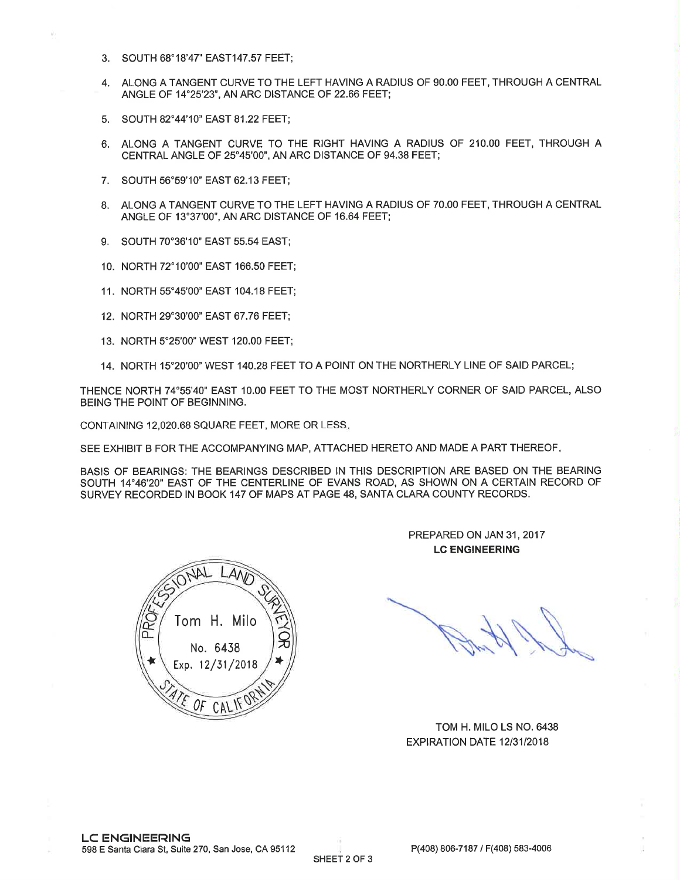3. SOUTH 68°18'47" EAST147.57 FEET;

4. ALONG A TANGENT CURVE TO THE LEFT HAVING A RADIUS OF 90.00 FEET, THROUGH A CENTRAL ANGLE OF 14°25'23", AN ARC DISTANCE OF 22.66 FEET;

5. SOUTH 82°44'10" EAST 81.22 FEET;

6. ALONG A TANGENT CURVE TO THE RIGHT HAVING A RADIUS OF 210.00 FEET, THROUGH A CENTRAL ANGLE OF 25°45'00", AN ARC DISTANCE OF 94.38 FEET;

7. SOUTH 56°59'10" EAST 62.13 FEET;

8. ALONG A TANGENT CURVE TO THE LEFT HAVING A RADIUS OF 70.00 FEET, THROUGH A CENTRAL ANGLE OF 13°37'00", AN ARC DISTANCE OF 16.64 FEET;

9. SOUTH 70°36'10" EAST 55.54 EAST;

10. NORTH 72°10'00" EAST 166.50 FEET;

11. NORTH 55°45'00" EAST 104.18 FEET;

12. NORTH 29°30'00" EAST 67.76 FEET;

13. NORTH 5°25'00" WEST 120.00 FEET;

14. NORTH 15°20'00" WEST 140.28 FEET TO A POINT ON THE NORTHERLY LINE OF SAID PARCEL;

THENCE NORTH 74°55'40" EAST 10.00 FEET TO THE MOST NORTHERLY CORNER OF SAID PARCEL, ALSO BEING THE POINT OF BEGINNING.

CONTAINING 12,020.68 SQUARE FEET, MORE OR LESS.

SEE EXHIBIT B FOR THE ACCOMPANYING MAP, ATTACHED HERETO AND MADE A PART THEREOF.

BASIS OF BEARINGS: THE BEARINGS DESCRIBED IN THIS DESCRIPTION ARE BASED ON THE BEARING SOUTH 14°46'20" EAST OF THE CENTERLINE OF EVANS ROAD, AS SHOWN ON A CERTAIN RECORD OF SURVEY RECORDED IN BOOK 147 OF MAPS AT PAGE 48, SANTA CLARA COUNTY RECORDS.

PREPARED ON JAN 31, 2017
**LC ENGINEERING**

PROFESSIONAL LAND SURVEYOR
Tom H. Milo
No. 6438
Exp. 12/31/2018
STATE OF CALIFORNIA

TOM H. MILO LS NO. 6438
EXPIRATION DATE 12/31/2018

**LC ENGINEERING**
598 E Santa Clara St, Suite 270, San Jose, CA 95112
P(408) 806-7187 / F(408) 583-4006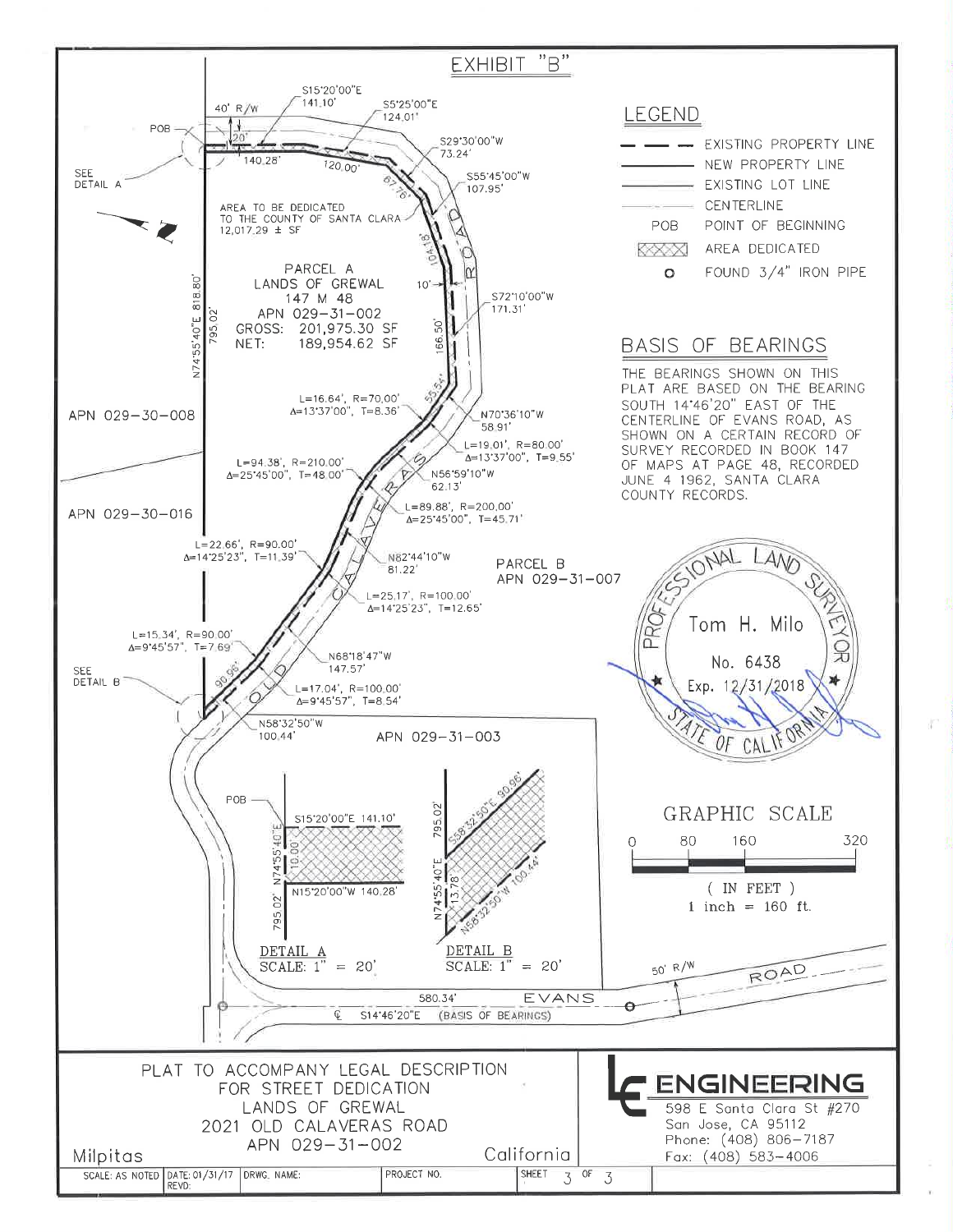# EXHIBIT "B"

## LEGEND

- EXISTING PROPERTY LINE
- NEW PROPERTY LINE
- EXISTING LOT LINE
- CENTERLINE
- POB — POINT OF BEGINNING
- AREA DEDICATED
- O — FOUND 3/4" IRON PIPE

## BASIS OF BEARINGS

THE BEARINGS SHOWN ON THIS PLAT ARE BASED ON THE BEARING SOUTH 14°46'20" EAST OF THE CENTERLINE OF EVANS ROAD, AS SHOWN ON A CERTAIN RECORD OF SURVEY RECORDED IN BOOK 147 OF MAPS AT PAGE 48, RECORDED JUNE 4 1962, SANTA CLARA COUNTY RECORDS.

AREA TO BE DEDICATED TO THE COUNTY OF SANTA CLARA 12,017.29 ± SF

PARCEL A
LANDS OF GREWAL
147 M 48
APN 029-31-002
GROSS: 201,975.30 SF
NET: 189,954.62 SF

PARCEL B
APN 029-31-007

APN 029-30-008

APN 029-30-016

APN 029-31-003

OLD CALAVERAS ROAD

EVANS ROAD

40' R/W
50' R/W

POB
SEE DETAIL A
SEE DETAIL B

20'
10'
140.28'
120.00'
67.76'
104.18'
166.50'
55.54'
90.96'
N74°55'40"E 818.80'
795.02'

S15°20'00"E 141.10'
S5°25'00"E 124.01'
S29°30'00"W 73.24'
S55°45'00"W 107.95'
S72°10'00"W 171.31'
L=16.64', R=70.00' Δ=13°37'00", T=8.36'
N70°36'10"W 58.91'
L=19.01', R=80.00' Δ=13°37'00", T=9.55'
L=94.38', R=210.00' Δ=25°45'00", T=48.00'
N56°59'10"W 62.13'
L=89.88', R=200.00' Δ=25°45'00", T=45.71'
L=22.66', R=90.00' Δ=14°25'23", T=11.39'
N82°44'10"W 81.22'
L=25.17', R=100.00' Δ=14°25'23", T=12.65'
L=15.34', R=90.00' Δ=9°45'57", T=7.69'
N68°18'47"W 147.57'
L=17.04', R=100.00' Δ=9°45'57", T=8.54'
N58°32'50"W 100.44'

580.34'
℄ S14°46'20"E (BASIS OF BEARINGS)

### DETAIL A
SCALE: 1" = 20'

POB
S15°20'00"E 141.10'
N74°55'40"E
10.00'
795.02'
N15°20'00"W 140.28'

### DETAIL B
SCALE: 1" = 20'

795.02'
S58°32'50"E 90.96'
N74°55'40"E
13.78'
N58°32'50"W 100.44'

GRAPHIC SCALE
0 80 160 320
( IN FEET )
1 inch = 160 ft.

PROFESSIONAL LAND SURVEYOR
Tom H. Milo
No. 6438
Exp. 12/31/2018
STATE OF CALIFORNIA

PLAT TO ACCOMPANY LEGAL DESCRIPTION
FOR STREET DEDICATION
LANDS OF GREWAL
2021 OLD CALAVERAS ROAD
APN 029-31-002

Milpitas — California

LE ENGINEERING
598 E Santa Clara St #270
San Jose, CA 95112
Phone: (408) 806-7187
Fax: (408) 583-4006

| SCALE: AS NOTED | DATE: 01/31/17 REVD: | DRWG. NAME: | PROJECT NO. | SHEET 3 OF 3 |
|---|---|---|---|---|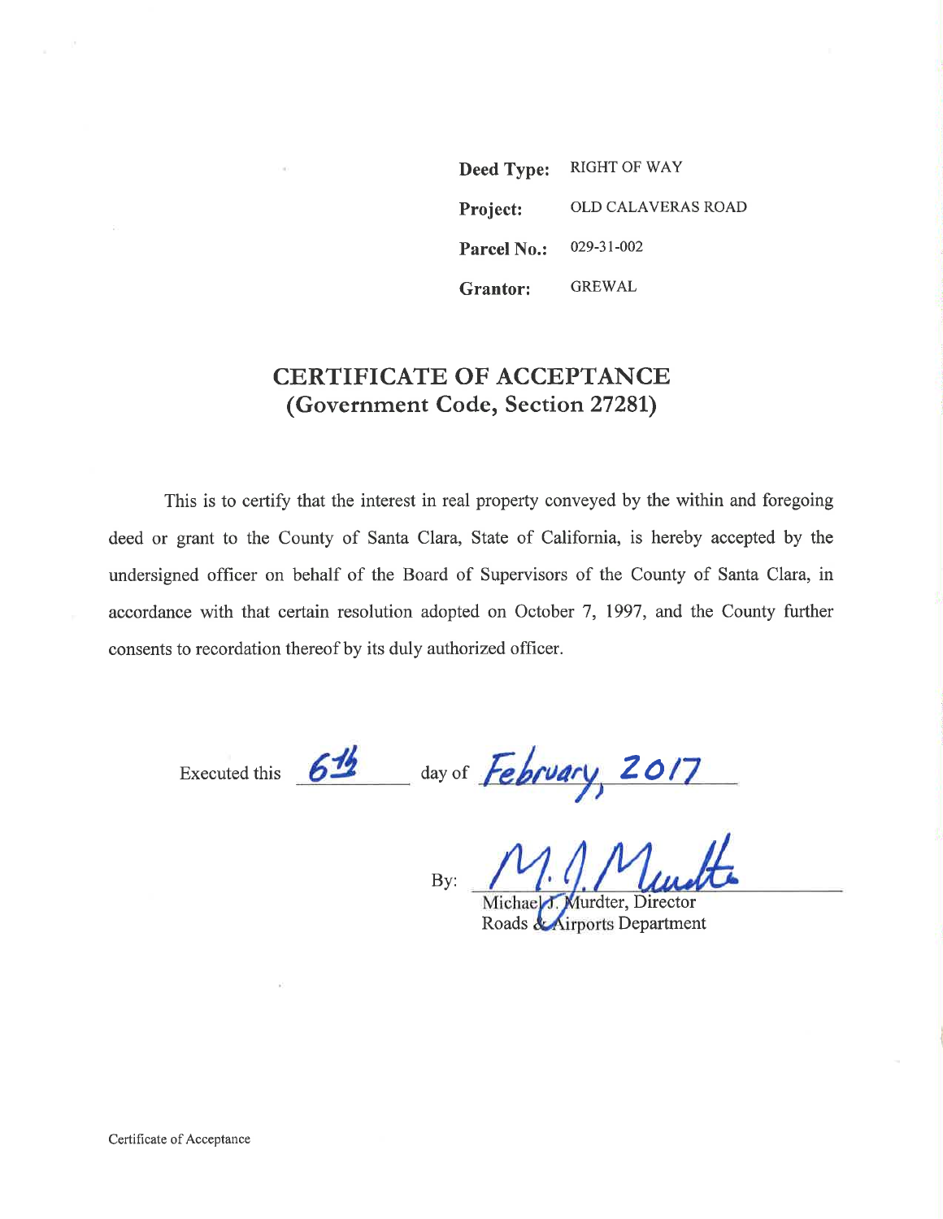| | |
|---|---|
| **Deed Type:** | RIGHT OF WAY |
| **Project:** | OLD CALAVERAS ROAD |
| **Parcel No.:** | 029-31-002 |
| **Grantor:** | GREWAL |

# CERTIFICATE OF ACCEPTANCE
## (Government Code, Section 27281)

This is to certify that the interest in real property conveyed by the within and foregoing deed or grant to the County of Santa Clara, State of California, is hereby accepted by the undersigned officer on behalf of the Board of Supervisors of the County of Santa Clara, in accordance with that certain resolution adopted on October 7, 1997, and the County further consents to recordation thereof by its duly authorized officer.

Executed this 6th day of February, 2017

By: M.J. Murdter

Michael J. Murdter, Director
Roads & Airports Department

Certificate of Acceptance